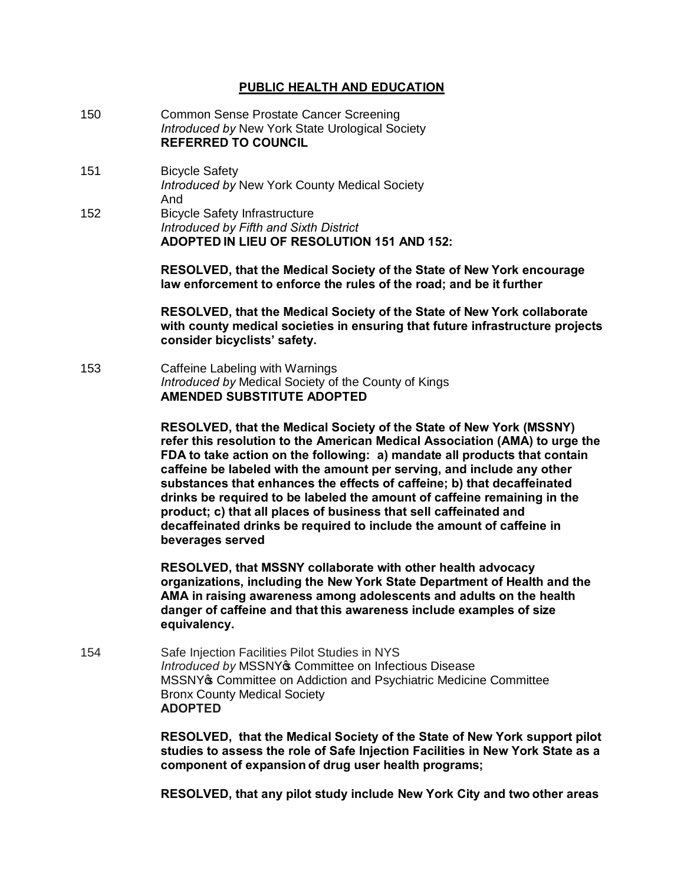## PUBLIC HEALTH AND EDUCATION

150 Common Sense Prostate Cancer Screening
*Introduced by* New York State Urological Society
**REFERRED TO COUNCIL**

151 Bicycle Safety
*Introduced by* New York County Medical Society
And
152 Bicycle Safety Infrastructure
*Introduced by Fifth and Sixth District*
**ADOPTED IN LIEU OF RESOLUTION 151 AND 152:**

**RESOLVED, that the Medical Society of the State of New York encourage law enforcement to enforce the rules of the road; and be it further**

**RESOLVED, that the Medical Society of the State of New York collaborate with county medical societies in ensuring that future infrastructure projects consider bicyclists' safety.**

153 Caffeine Labeling with Warnings
*Introduced by* Medical Society of the County of Kings
**AMENDED SUBSTITUTE ADOPTED**

**RESOLVED, that the Medical Society of the State of New York (MSSNY) refer this resolution to the American Medical Association (AMA) to urge the FDA to take action on the following: a) mandate all products that contain caffeine be labeled with the amount per serving, and include any other substances that enhances the effects of caffeine; b) that decaffeinated drinks be required to be labeled the amount of caffeine remaining in the product; c) that all places of business that sell caffeinated and decaffeinated drinks be required to include the amount of caffeine in beverages served**

**RESOLVED, that MSSNY collaborate with other health advocacy organizations, including the New York State Department of Health and the AMA in raising awareness among adolescents and adults on the health danger of caffeine and that this awareness include examples of size equivalency.**

154 Safe Injection Facilities Pilot Studies in NYS
*Introduced by* MSSNY's Committee on Infectious Disease
MSSNY's Committee on Addiction and Psychiatric Medicine Committee
Bronx County Medical Society
**ADOPTED**

**RESOLVED, that the Medical Society of the State of New York support pilot studies to assess the role of Safe Injection Facilities in New York State as a component of expansion of drug user health programs;**

**RESOLVED, that any pilot study include New York City and two other areas**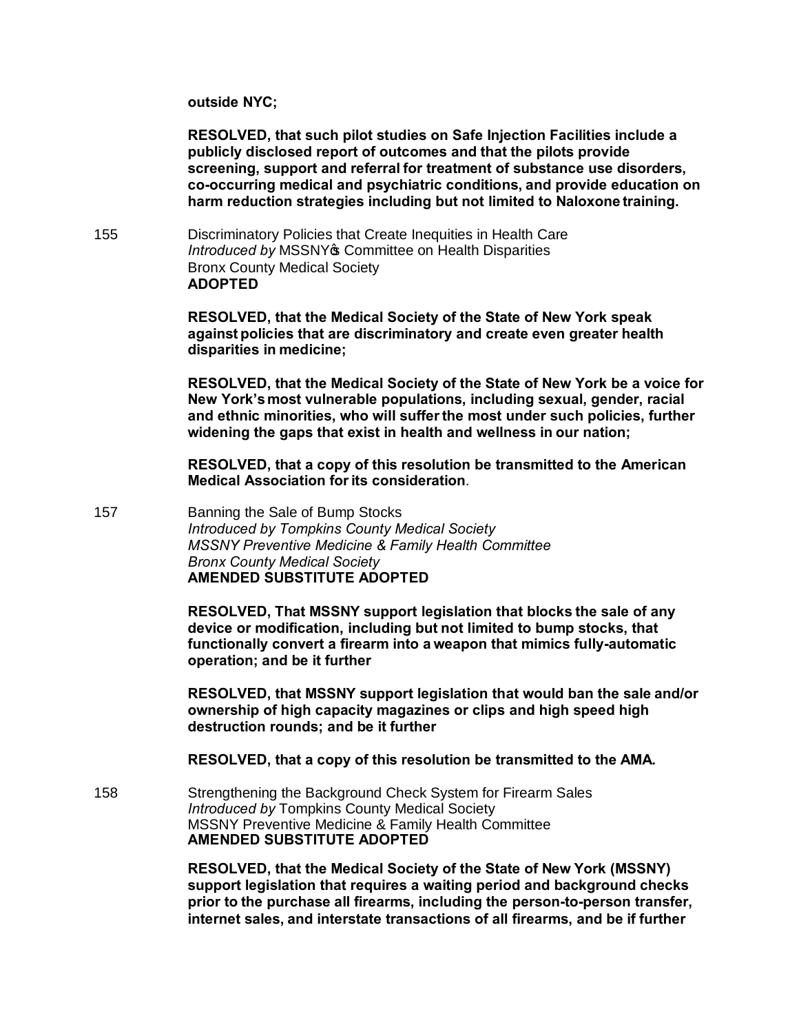**outside NYC;**

**RESOLVED, that such pilot studies on Safe Injection Facilities include a publicly disclosed report of outcomes and that the pilots provide screening, support and referral for treatment of substance use disorders, co-occurring medical and psychiatric conditions, and provide education on harm reduction strategies including but not limited to Naloxone training.**

155 Discriminatory Policies that Create Inequities in Health Care
*Introduced by* MSSNY's Committee on Health Disparities
Bronx County Medical Society
**ADOPTED**

**RESOLVED, that the Medical Society of the State of New York speak against policies that are discriminatory and create even greater health disparities in medicine;**

**RESOLVED, that the Medical Society of the State of New York be a voice for New York's most vulnerable populations, including sexual, gender, racial and ethnic minorities, who will suffer the most under such policies, further widening the gaps that exist in health and wellness in our nation;**

**RESOLVED, that a copy of this resolution be transmitted to the American Medical Association for its consideration**.

157 Banning the Sale of Bump Stocks
*Introduced by Tompkins County Medical Society*
*MSSNY Preventive Medicine & Family Health Committee*
*Bronx County Medical Society*
**AMENDED SUBSTITUTE ADOPTED**

**RESOLVED, That MSSNY support legislation that blocks the sale of any device or modification, including but not limited to bump stocks, that functionally convert a firearm into a weapon that mimics fully-automatic operation; and be it further**

**RESOLVED, that MSSNY support legislation that would ban the sale and/or ownership of high capacity magazines or clips and high speed high destruction rounds; and be it further**

**RESOLVED, that a copy of this resolution be transmitted to the AMA.**

158 Strengthening the Background Check System for Firearm Sales
*Introduced by* Tompkins County Medical Society
MSSNY Preventive Medicine & Family Health Committee
**AMENDED SUBSTITUTE ADOPTED**

**RESOLVED, that the Medical Society of the State of New York (MSSNY) support legislation that requires a waiting period and background checks prior to the purchase all firearms, including the person-to-person transfer, internet sales, and interstate transactions of all firearms, and be if further**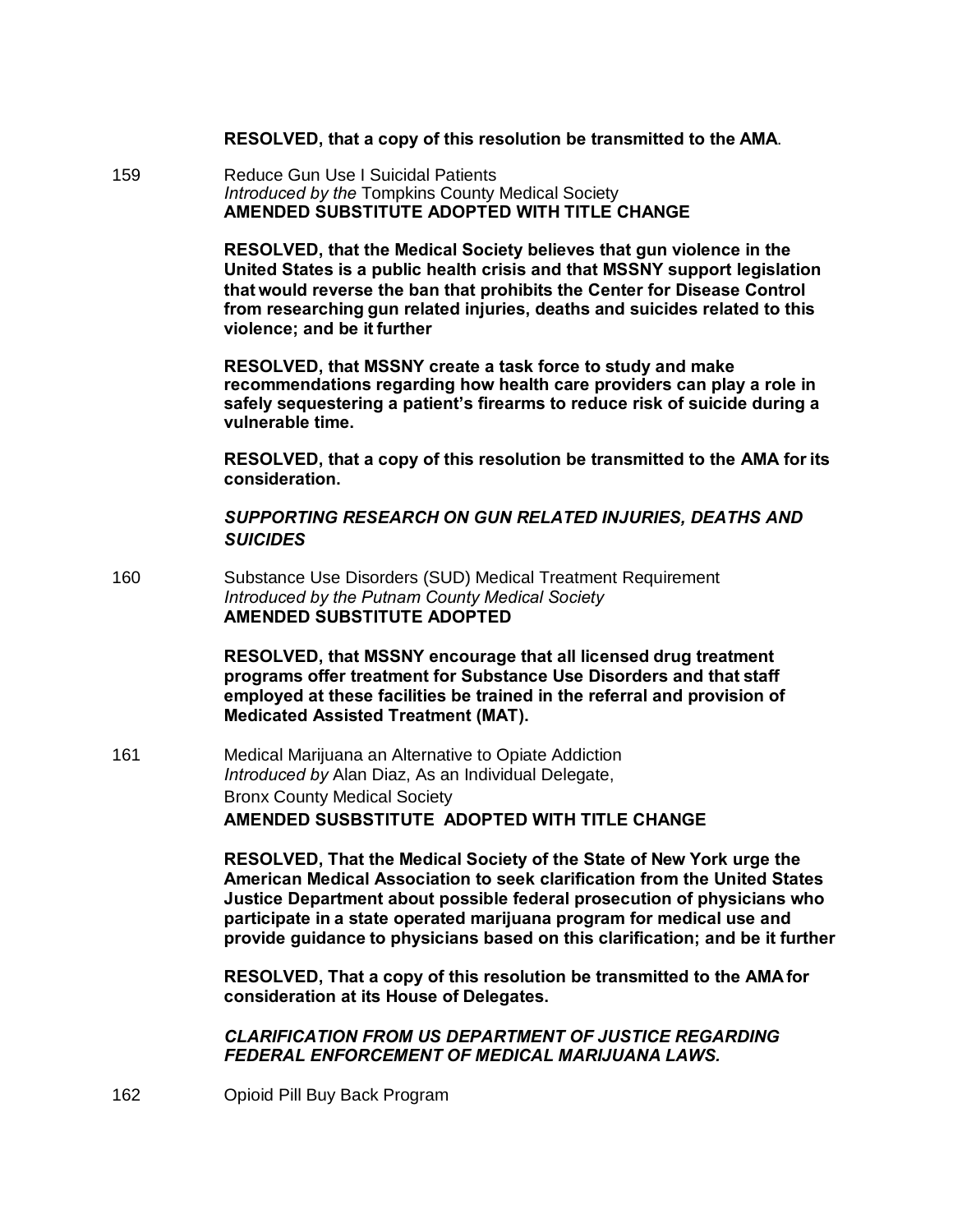**RESOLVED, that a copy of this resolution be transmitted to the AMA**.

159 Reduce Gun Use I Suicidal Patients
*Introduced by the* Tompkins County Medical Society
**AMENDED SUBSTITUTE ADOPTED WITH TITLE CHANGE**

**RESOLVED, that the Medical Society believes that gun violence in the United States is a public health crisis and that MSSNY support legislation that would reverse the ban that prohibits the Center for Disease Control from researching gun related injuries, deaths and suicides related to this violence; and be it further**

**RESOLVED, that MSSNY create a task force to study and make recommendations regarding how health care providers can play a role in safely sequestering a patient's firearms to reduce risk of suicide during a vulnerable time.**

**RESOLVED, that a copy of this resolution be transmitted to the AMA for its consideration.**

***SUPPORTING RESEARCH ON GUN RELATED INJURIES, DEATHS AND SUICIDES***

160 Substance Use Disorders (SUD) Medical Treatment Requirement
*Introduced by the Putnam County Medical Society*
**AMENDED SUBSTITUTE ADOPTED**

**RESOLVED, that MSSNY encourage that all licensed drug treatment programs offer treatment for Substance Use Disorders and that staff employed at these facilities be trained in the referral and provision of Medicated Assisted Treatment (MAT).**

161 Medical Marijuana an Alternative to Opiate Addiction
*Introduced by* Alan Diaz, As an Individual Delegate,
Bronx County Medical Society
**AMENDED SUSBSTITUTE ADOPTED WITH TITLE CHANGE**

**RESOLVED, That the Medical Society of the State of New York urge the American Medical Association to seek clarification from the United States Justice Department about possible federal prosecution of physicians who participate in a state operated marijuana program for medical use and provide guidance to physicians based on this clarification; and be it further**

**RESOLVED, That a copy of this resolution be transmitted to the AMA for consideration at its House of Delegates.**

***CLARIFICATION FROM US DEPARTMENT OF JUSTICE REGARDING FEDERAL ENFORCEMENT OF MEDICAL MARIJUANA LAWS.***

162 Opioid Pill Buy Back Program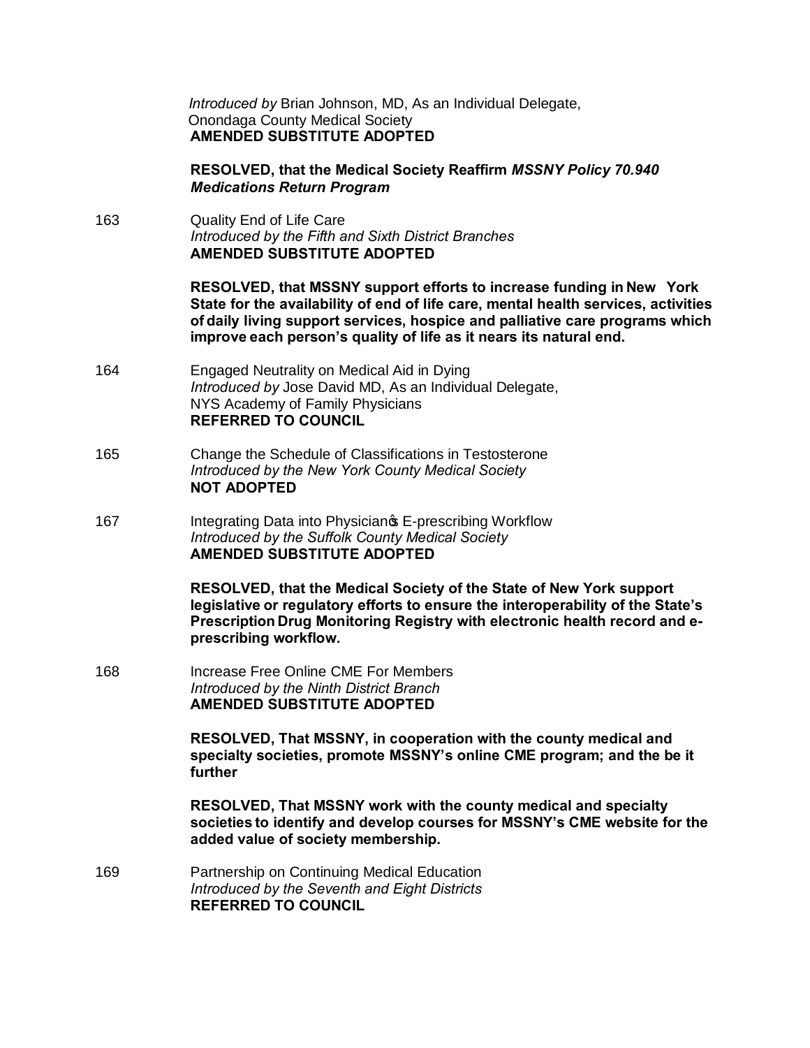*Introduced by* Brian Johnson, MD, As an Individual Delegate, Onondaga County Medical Society
**AMENDED SUBSTITUTE ADOPTED**

**RESOLVED, that the Medical Society Reaffirm *MSSNY Policy 70.940 Medications Return Program***

163 Quality End of Life Care
*Introduced by the Fifth and Sixth District Branches*
**AMENDED SUBSTITUTE ADOPTED**

**RESOLVED, that MSSNY support efforts to increase funding in New York State for the availability of end of life care, mental health services, activities of daily living support services, hospice and palliative care programs which improve each person's quality of life as it nears its natural end.**

164 Engaged Neutrality on Medical Aid in Dying
*Introduced by* Jose David MD, As an Individual Delegate, NYS Academy of Family Physicians
**REFERRED TO COUNCIL**

165 Change the Schedule of Classifications in Testosterone
*Introduced by the New York County Medical Society*
**NOT ADOPTED**

167 Integrating Data into Physician's E-prescribing Workflow
*Introduced by the Suffolk County Medical Society*
**AMENDED SUBSTITUTE ADOPTED**

**RESOLVED, that the Medical Society of the State of New York support legislative or regulatory efforts to ensure the interoperability of the State's Prescription Drug Monitoring Registry with electronic health record and e-prescribing workflow.**

168 Increase Free Online CME For Members
*Introduced by the Ninth District Branch*
**AMENDED SUBSTITUTE ADOPTED**

**RESOLVED, That MSSNY, in cooperation with the county medical and specialty societies, promote MSSNY's online CME program; and the be it further**

**RESOLVED, That MSSNY work with the county medical and specialty societies to identify and develop courses for MSSNY's CME website for the added value of society membership.**

169 Partnership on Continuing Medical Education
*Introduced by the Seventh and Eight Districts*
**REFERRED TO COUNCIL**